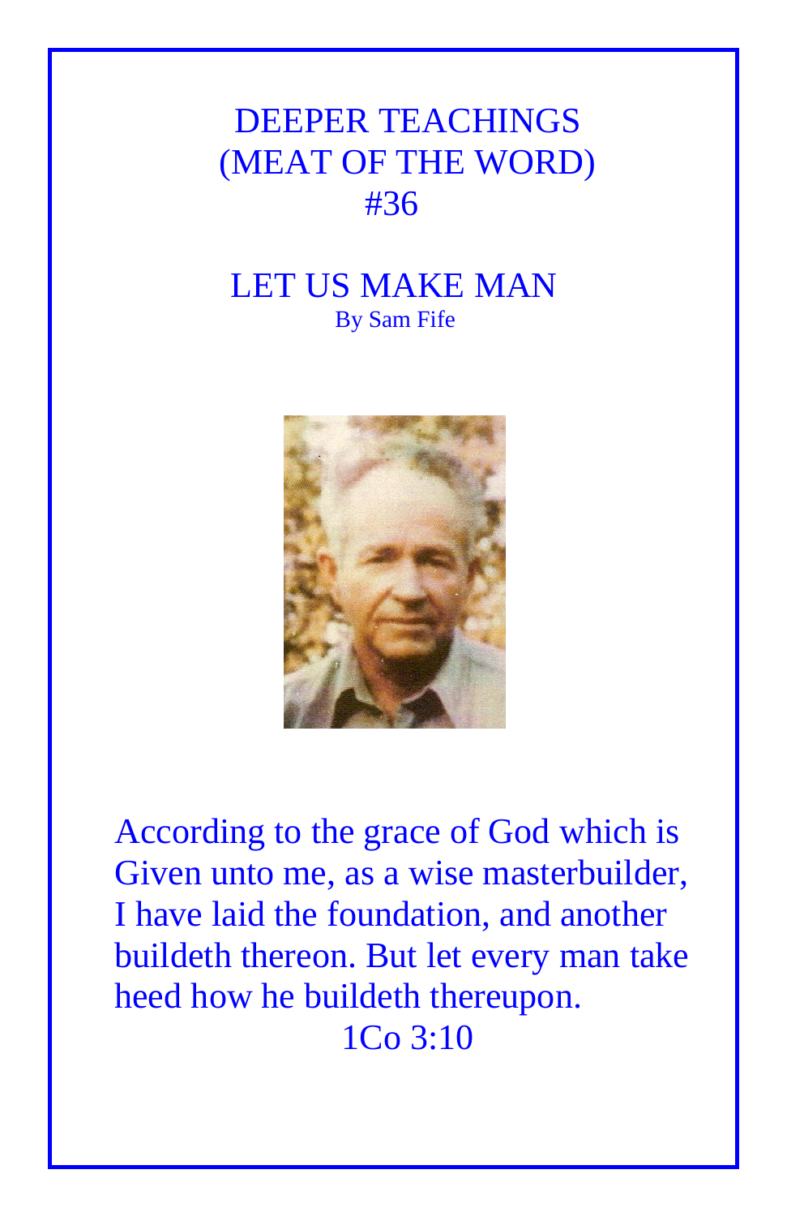# DEEPER TEACHINGS
# (MEAT OF THE WORD)
# #36

## LET US MAKE MAN

By Sam Fife

According to the grace of God which is Given unto me, as a wise masterbuilder, I have laid the foundation, and another buildeth thereon. But let every man take heed how he buildeth thereupon.

1Co 3:10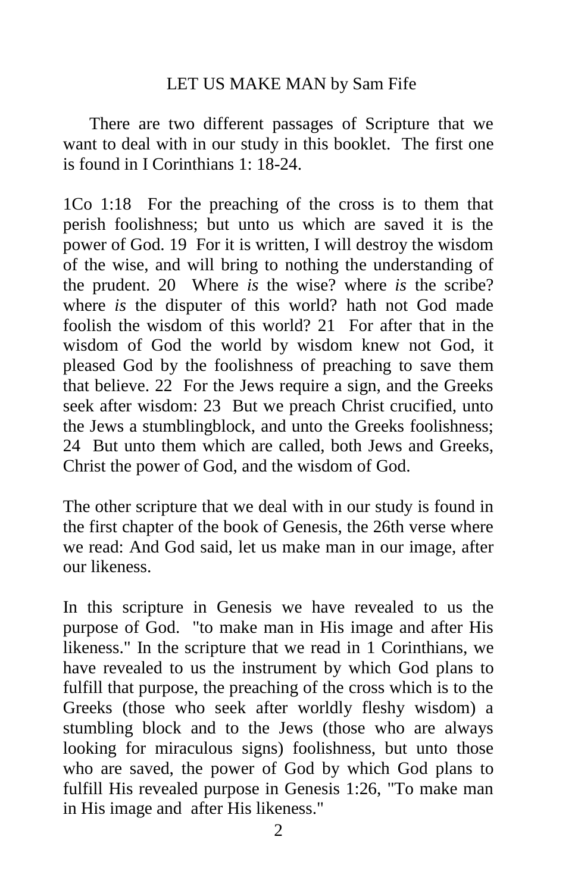# LET US MAKE MAN by Sam Fife

There are two different passages of Scripture that we want to deal with in our study in this booklet. The first one is found in I Corinthians 1: 18-24.

1Co 1:18 For the preaching of the cross is to them that perish foolishness; but unto us which are saved it is the power of God. 19 For it is written, I will destroy the wisdom of the wise, and will bring to nothing the understanding of the prudent. 20 Where *is* the wise? where *is* the scribe? where *is* the disputer of this world? hath not God made foolish the wisdom of this world? 21 For after that in the wisdom of God the world by wisdom knew not God, it pleased God by the foolishness of preaching to save them that believe. 22 For the Jews require a sign, and the Greeks seek after wisdom: 23 But we preach Christ crucified, unto the Jews a stumblingblock, and unto the Greeks foolishness; 24 But unto them which are called, both Jews and Greeks, Christ the power of God, and the wisdom of God.

The other scripture that we deal with in our study is found in the first chapter of the book of Genesis, the 26th verse where we read: And God said, let us make man in our image, after our likeness.

In this scripture in Genesis we have revealed to us the purpose of God. "to make man in His image and after His likeness." In the scripture that we read in 1 Corinthians, we have revealed to us the instrument by which God plans to fulfill that purpose, the preaching of the cross which is to the Greeks (those who seek after worldly fleshy wisdom) a stumbling block and to the Jews (those who are always looking for miraculous signs) foolishness, but unto those who are saved, the power of God by which God plans to fulfill His revealed purpose in Genesis 1:26, "To make man in His image and after His likeness."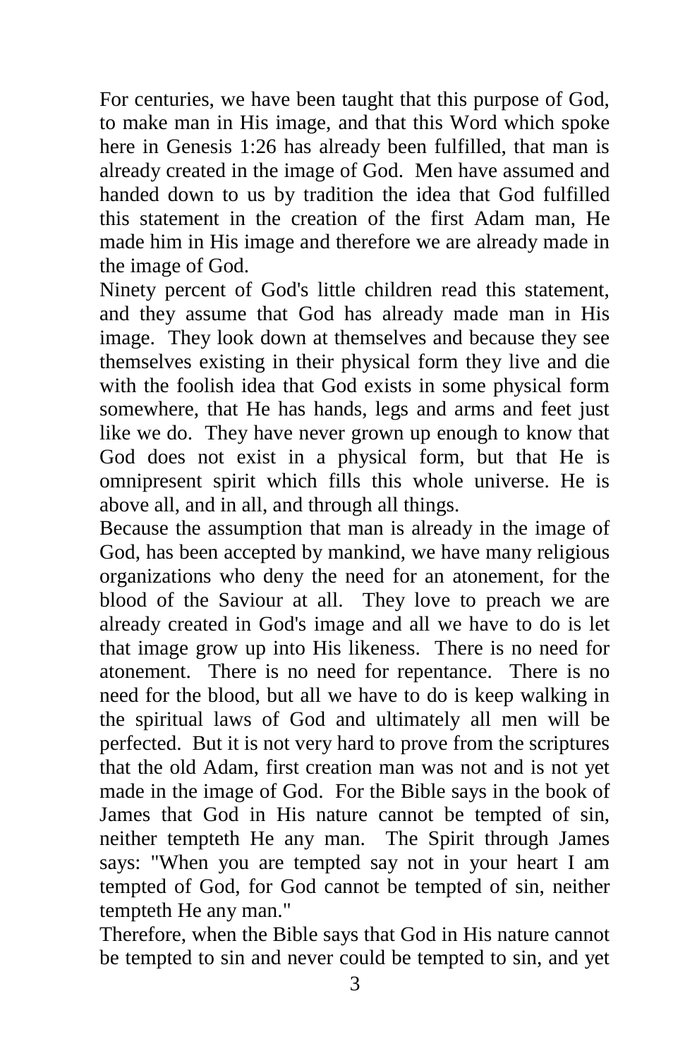For centuries, we have been taught that this purpose of God, to make man in His image, and that this Word which spoke here in Genesis 1:26 has already been fulfilled, that man is already created in the image of God. Men have assumed and handed down to us by tradition the idea that God fulfilled this statement in the creation of the first Adam man, He made him in His image and therefore we are already made in the image of God.

Ninety percent of God's little children read this statement, and they assume that God has already made man in His image. They look down at themselves and because they see themselves existing in their physical form they live and die with the foolish idea that God exists in some physical form somewhere, that He has hands, legs and arms and feet just like we do. They have never grown up enough to know that God does not exist in a physical form, but that He is omnipresent spirit which fills this whole universe. He is above all, and in all, and through all things.

Because the assumption that man is already in the image of God, has been accepted by mankind, we have many religious organizations who deny the need for an atonement, for the blood of the Saviour at all. They love to preach we are already created in God's image and all we have to do is let that image grow up into His likeness. There is no need for atonement. There is no need for repentance. There is no need for the blood, but all we have to do is keep walking in the spiritual laws of God and ultimately all men will be perfected. But it is not very hard to prove from the scriptures that the old Adam, first creation man was not and is not yet made in the image of God. For the Bible says in the book of James that God in His nature cannot be tempted of sin, neither tempteth He any man. The Spirit through James says: "When you are tempted say not in your heart I am tempted of God, for God cannot be tempted of sin, neither tempteth He any man."

Therefore, when the Bible says that God in His nature cannot be tempted to sin and never could be tempted to sin, and yet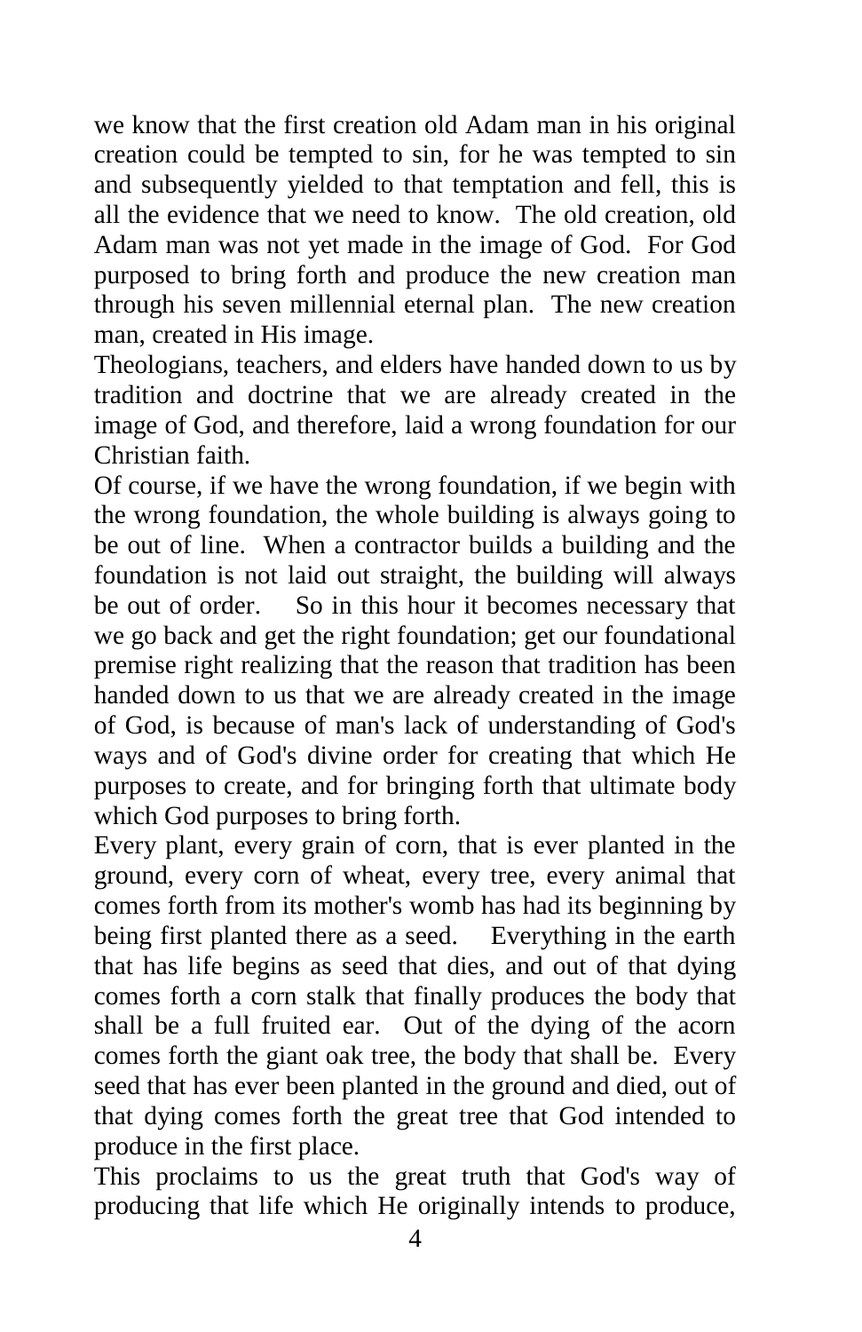we know that the first creation old Adam man in his original creation could be tempted to sin, for he was tempted to sin and subsequently yielded to that temptation and fell, this is all the evidence that we need to know. The old creation, old Adam man was not yet made in the image of God. For God purposed to bring forth and produce the new creation man through his seven millennial eternal plan. The new creation man, created in His image.

Theologians, teachers, and elders have handed down to us by tradition and doctrine that we are already created in the image of God, and therefore, laid a wrong foundation for our Christian faith.

Of course, if we have the wrong foundation, if we begin with the wrong foundation, the whole building is always going to be out of line. When a contractor builds a building and the foundation is not laid out straight, the building will always be out of order. So in this hour it becomes necessary that we go back and get the right foundation; get our foundational premise right realizing that the reason that tradition has been handed down to us that we are already created in the image of God, is because of man's lack of understanding of God's ways and of God's divine order for creating that which He purposes to create, and for bringing forth that ultimate body which God purposes to bring forth.

Every plant, every grain of corn, that is ever planted in the ground, every corn of wheat, every tree, every animal that comes forth from its mother's womb has had its beginning by being first planted there as a seed. Everything in the earth that has life begins as seed that dies, and out of that dying comes forth a corn stalk that finally produces the body that shall be a full fruited ear. Out of the dying of the acorn comes forth the giant oak tree, the body that shall be. Every seed that has ever been planted in the ground and died, out of that dying comes forth the great tree that God intended to produce in the first place.

This proclaims to us the great truth that God's way of producing that life which He originally intends to produce,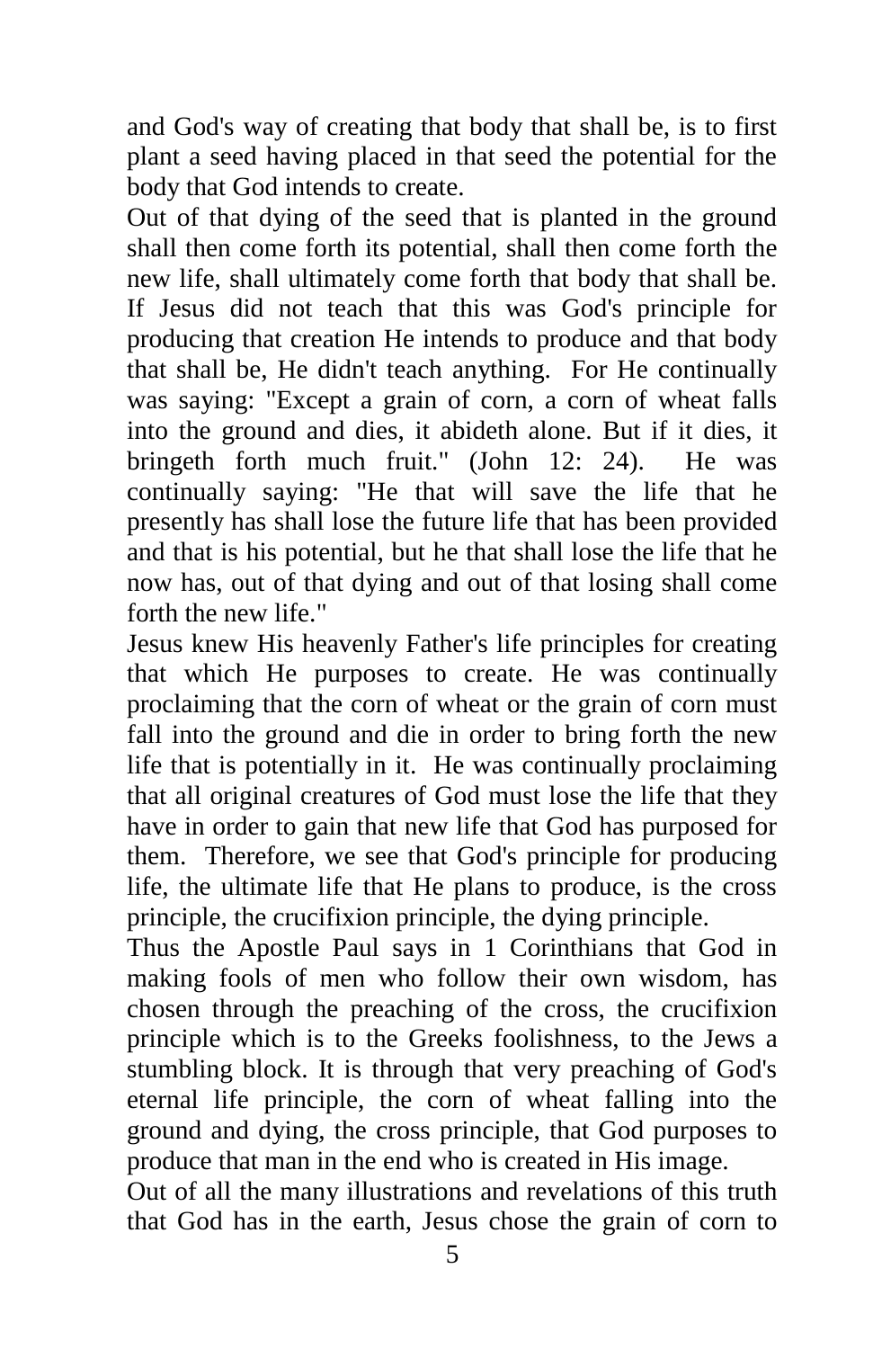and God's way of creating that body that shall be, is to first plant a seed having placed in that seed the potential for the body that God intends to create.

Out of that dying of the seed that is planted in the ground shall then come forth its potential, shall then come forth the new life, shall ultimately come forth that body that shall be. If Jesus did not teach that this was God's principle for producing that creation He intends to produce and that body that shall be, He didn't teach anything. For He continually was saying: "Except a grain of corn, a corn of wheat falls into the ground and dies, it abideth alone. But if it dies, it bringeth forth much fruit." (John 12: 24). He was continually saying: "He that will save the life that he presently has shall lose the future life that has been provided and that is his potential, but he that shall lose the life that he now has, out of that dying and out of that losing shall come forth the new life."

Jesus knew His heavenly Father's life principles for creating that which He purposes to create. He was continually proclaiming that the corn of wheat or the grain of corn must fall into the ground and die in order to bring forth the new life that is potentially in it. He was continually proclaiming that all original creatures of God must lose the life that they have in order to gain that new life that God has purposed for them. Therefore, we see that God's principle for producing life, the ultimate life that He plans to produce, is the cross principle, the crucifixion principle, the dying principle.

Thus the Apostle Paul says in 1 Corinthians that God in making fools of men who follow their own wisdom, has chosen through the preaching of the cross, the crucifixion principle which is to the Greeks foolishness, to the Jews a stumbling block. It is through that very preaching of God's eternal life principle, the corn of wheat falling into the ground and dying, the cross principle, that God purposes to produce that man in the end who is created in His image.

Out of all the many illustrations and revelations of this truth that God has in the earth, Jesus chose the grain of corn to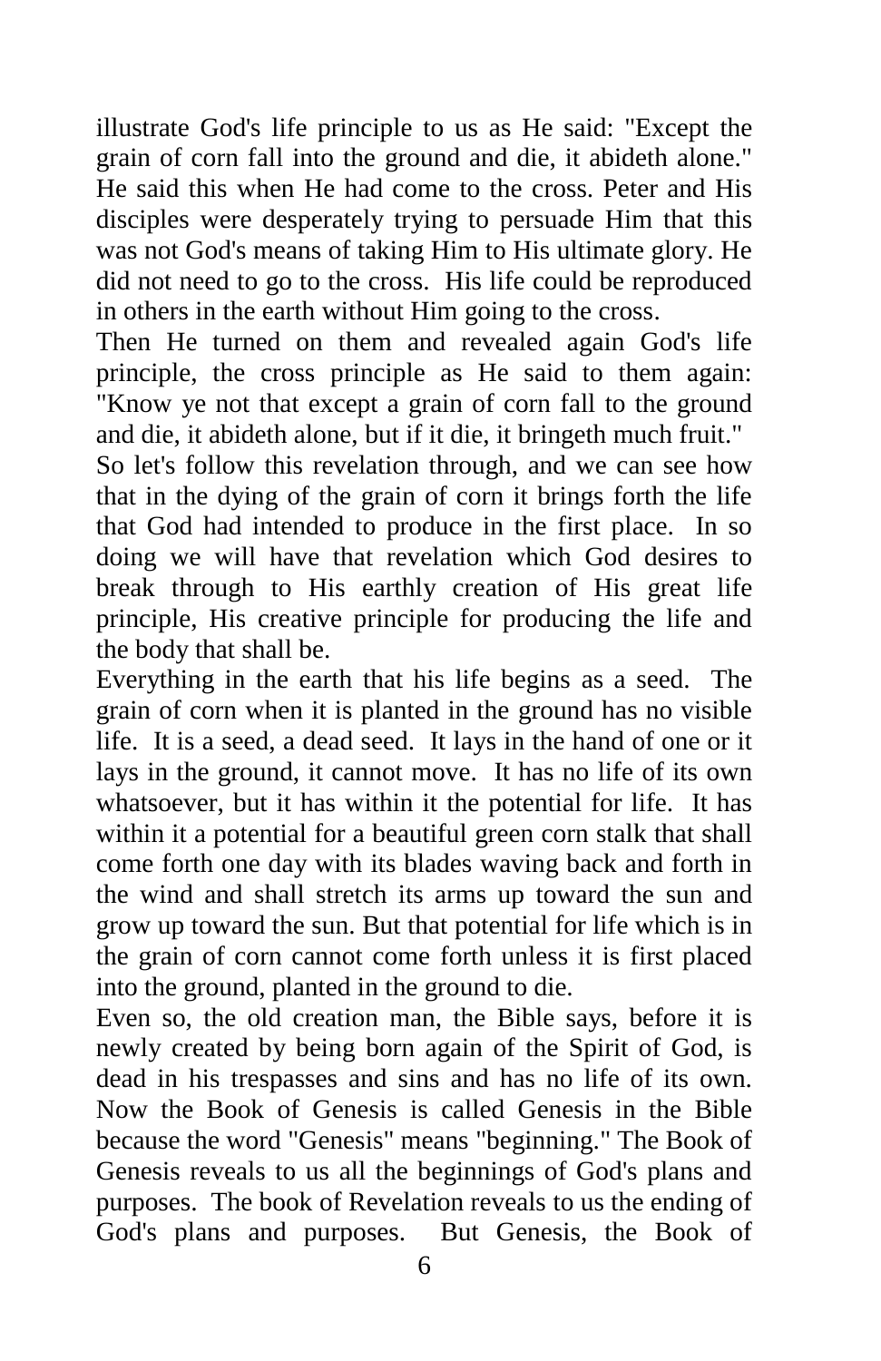illustrate God's life principle to us as He said: "Except the grain of corn fall into the ground and die, it abideth alone." He said this when He had come to the cross. Peter and His disciples were desperately trying to persuade Him that this was not God's means of taking Him to His ultimate glory. He did not need to go to the cross. His life could be reproduced in others in the earth without Him going to the cross.

Then He turned on them and revealed again God's life principle, the cross principle as He said to them again: "Know ye not that except a grain of corn fall to the ground and die, it abideth alone, but if it die, it bringeth much fruit."

So let's follow this revelation through, and we can see how that in the dying of the grain of corn it brings forth the life that God had intended to produce in the first place. In so doing we will have that revelation which God desires to break through to His earthly creation of His great life principle, His creative principle for producing the life and the body that shall be.

Everything in the earth that his life begins as a seed. The grain of corn when it is planted in the ground has no visible life. It is a seed, a dead seed. It lays in the hand of one or it lays in the ground, it cannot move. It has no life of its own whatsoever, but it has within it the potential for life. It has within it a potential for a beautiful green corn stalk that shall come forth one day with its blades waving back and forth in the wind and shall stretch its arms up toward the sun and grow up toward the sun. But that potential for life which is in the grain of corn cannot come forth unless it is first placed into the ground, planted in the ground to die.

Even so, the old creation man, the Bible says, before it is newly created by being born again of the Spirit of God, is dead in his trespasses and sins and has no life of its own. Now the Book of Genesis is called Genesis in the Bible because the word "Genesis" means "beginning." The Book of Genesis reveals to us all the beginnings of God's plans and purposes. The book of Revelation reveals to us the ending of God's plans and purposes. But Genesis, the Book of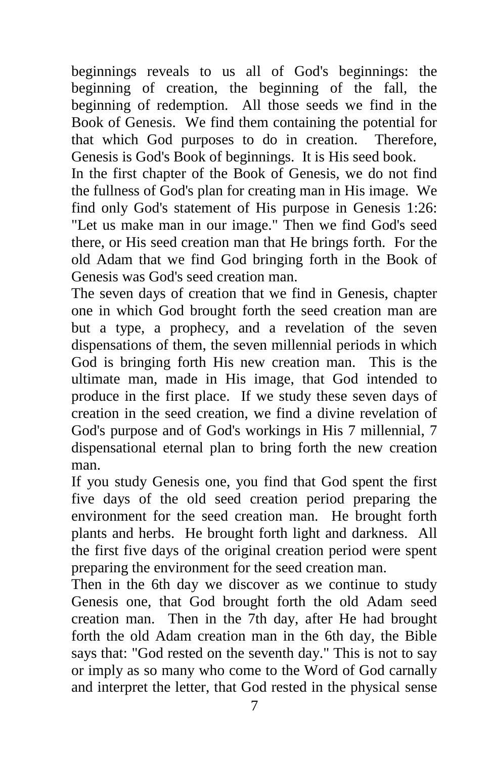beginnings reveals to us all of God's beginnings: the beginning of creation, the beginning of the fall, the beginning of redemption. All those seeds we find in the Book of Genesis. We find them containing the potential for that which God purposes to do in creation. Therefore, Genesis is God's Book of beginnings. It is His seed book.

In the first chapter of the Book of Genesis, we do not find the fullness of God's plan for creating man in His image. We find only God's statement of His purpose in Genesis 1:26: "Let us make man in our image." Then we find God's seed there, or His seed creation man that He brings forth. For the old Adam that we find God bringing forth in the Book of Genesis was God's seed creation man.

The seven days of creation that we find in Genesis, chapter one in which God brought forth the seed creation man are but a type, a prophecy, and a revelation of the seven dispensations of them, the seven millennial periods in which God is bringing forth His new creation man. This is the ultimate man, made in His image, that God intended to produce in the first place. If we study these seven days of creation in the seed creation, we find a divine revelation of God's purpose and of God's workings in His 7 millennial, 7 dispensational eternal plan to bring forth the new creation man.

If you study Genesis one, you find that God spent the first five days of the old seed creation period preparing the environment for the seed creation man. He brought forth plants and herbs. He brought forth light and darkness. All the first five days of the original creation period were spent preparing the environment for the seed creation man.

Then in the 6th day we discover as we continue to study Genesis one, that God brought forth the old Adam seed creation man. Then in the 7th day, after He had brought forth the old Adam creation man in the 6th day, the Bible says that: "God rested on the seventh day." This is not to say or imply as so many who come to the Word of God carnally and interpret the letter, that God rested in the physical sense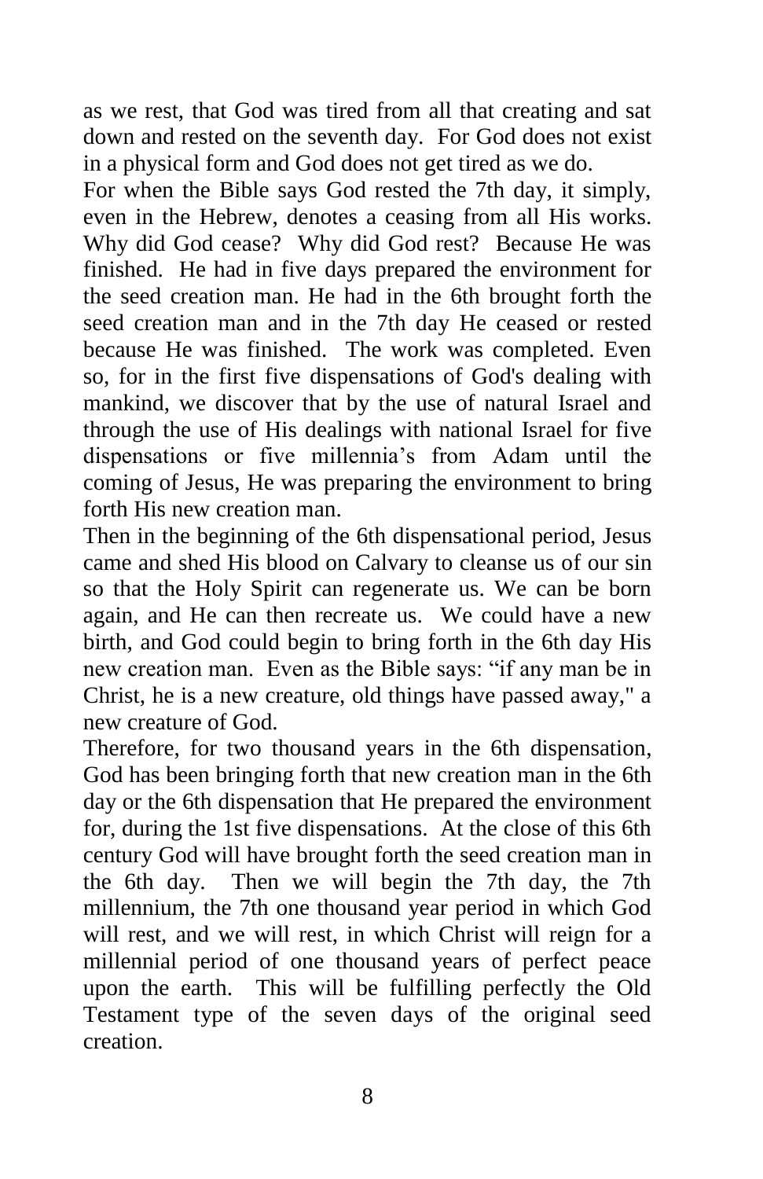as we rest, that God was tired from all that creating and sat down and rested on the seventh day. For God does not exist in a physical form and God does not get tired as we do.

For when the Bible says God rested the 7th day, it simply, even in the Hebrew, denotes a ceasing from all His works. Why did God cease? Why did God rest? Because He was finished. He had in five days prepared the environment for the seed creation man. He had in the 6th brought forth the seed creation man and in the 7th day He ceased or rested because He was finished. The work was completed. Even so, for in the first five dispensations of God's dealing with mankind, we discover that by the use of natural Israel and through the use of His dealings with national Israel for five dispensations or five millennia's from Adam until the coming of Jesus, He was preparing the environment to bring forth His new creation man.

Then in the beginning of the 6th dispensational period, Jesus came and shed His blood on Calvary to cleanse us of our sin so that the Holy Spirit can regenerate us. We can be born again, and He can then recreate us. We could have a new birth, and God could begin to bring forth in the 6th day His new creation man. Even as the Bible says: "if any man be in Christ, he is a new creature, old things have passed away," a new creature of God.

Therefore, for two thousand years in the 6th dispensation, God has been bringing forth that new creation man in the 6th day or the 6th dispensation that He prepared the environment for, during the 1st five dispensations. At the close of this 6th century God will have brought forth the seed creation man in the 6th day. Then we will begin the 7th day, the 7th millennium, the 7th one thousand year period in which God will rest, and we will rest, in which Christ will reign for a millennial period of one thousand years of perfect peace upon the earth. This will be fulfilling perfectly the Old Testament type of the seven days of the original seed creation.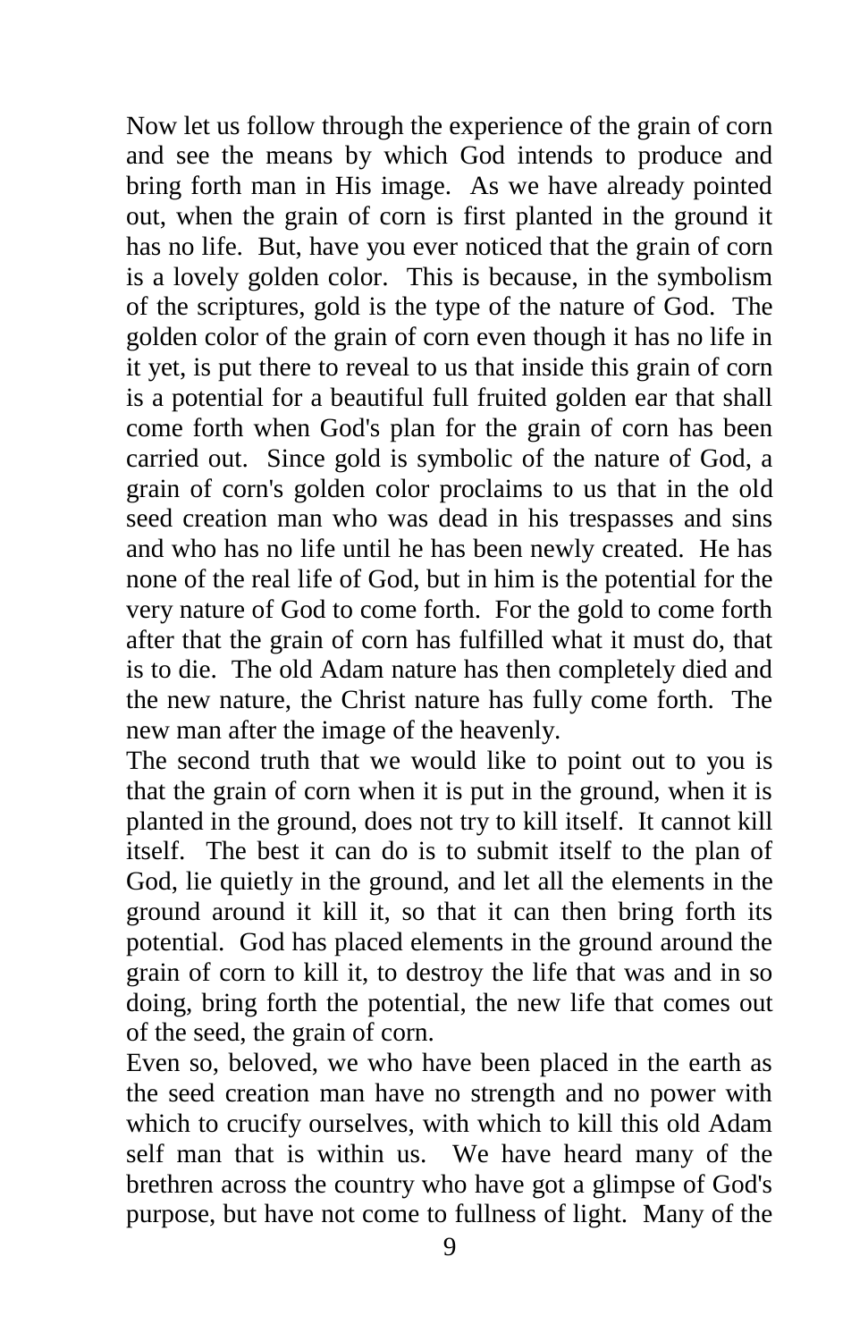Now let us follow through the experience of the grain of corn and see the means by which God intends to produce and bring forth man in His image. As we have already pointed out, when the grain of corn is first planted in the ground it has no life. But, have you ever noticed that the grain of corn is a lovely golden color. This is because, in the symbolism of the scriptures, gold is the type of the nature of God. The golden color of the grain of corn even though it has no life in it yet, is put there to reveal to us that inside this grain of corn is a potential for a beautiful full fruited golden ear that shall come forth when God's plan for the grain of corn has been carried out. Since gold is symbolic of the nature of God, a grain of corn's golden color proclaims to us that in the old seed creation man who was dead in his trespasses and sins and who has no life until he has been newly created. He has none of the real life of God, but in him is the potential for the very nature of God to come forth. For the gold to come forth after that the grain of corn has fulfilled what it must do, that is to die. The old Adam nature has then completely died and the new nature, the Christ nature has fully come forth. The new man after the image of the heavenly.

The second truth that we would like to point out to you is that the grain of corn when it is put in the ground, when it is planted in the ground, does not try to kill itself. It cannot kill itself. The best it can do is to submit itself to the plan of God, lie quietly in the ground, and let all the elements in the ground around it kill it, so that it can then bring forth its potential. God has placed elements in the ground around the grain of corn to kill it, to destroy the life that was and in so doing, bring forth the potential, the new life that comes out of the seed, the grain of corn.

Even so, beloved, we who have been placed in the earth as the seed creation man have no strength and no power with which to crucify ourselves, with which to kill this old Adam self man that is within us. We have heard many of the brethren across the country who have got a glimpse of God's purpose, but have not come to fullness of light. Many of the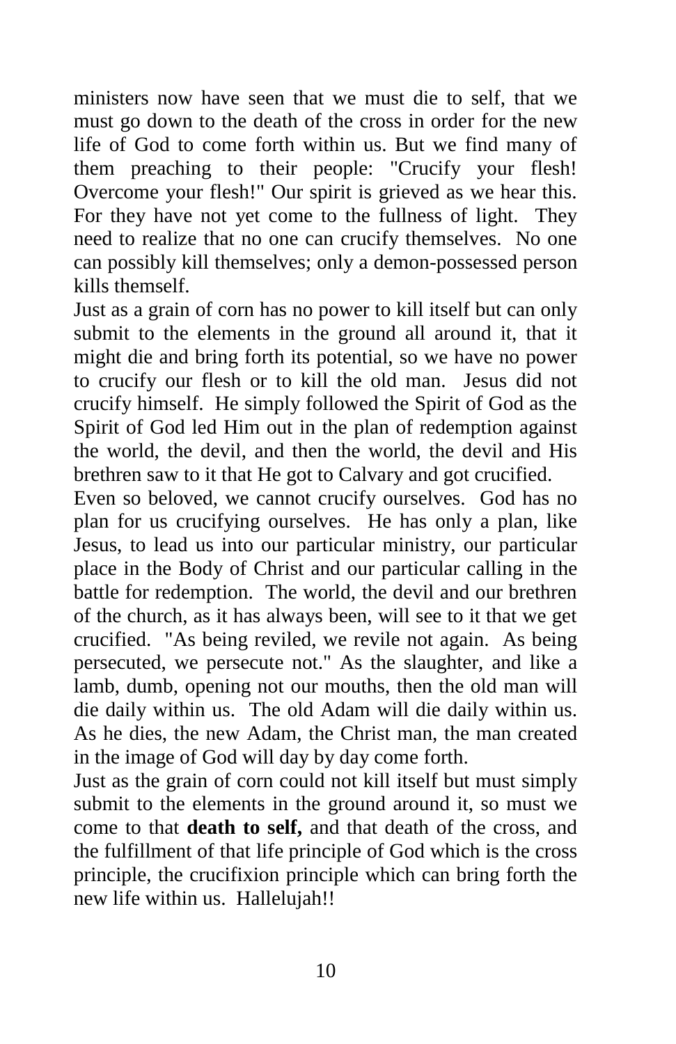ministers now have seen that we must die to self, that we must go down to the death of the cross in order for the new life of God to come forth within us. But we find many of them preaching to their people: "Crucify your flesh! Overcome your flesh!" Our spirit is grieved as we hear this. For they have not yet come to the fullness of light. They need to realize that no one can crucify themselves. No one can possibly kill themselves; only a demon-possessed person kills themself.

Just as a grain of corn has no power to kill itself but can only submit to the elements in the ground all around it, that it might die and bring forth its potential, so we have no power to crucify our flesh or to kill the old man. Jesus did not crucify himself. He simply followed the Spirit of God as the Spirit of God led Him out in the plan of redemption against the world, the devil, and then the world, the devil and His brethren saw to it that He got to Calvary and got crucified.

Even so beloved, we cannot crucify ourselves. God has no plan for us crucifying ourselves. He has only a plan, like Jesus, to lead us into our particular ministry, our particular place in the Body of Christ and our particular calling in the battle for redemption. The world, the devil and our brethren of the church, as it has always been, will see to it that we get crucified. "As being reviled, we revile not again. As being persecuted, we persecute not." As the slaughter, and like a lamb, dumb, opening not our mouths, then the old man will die daily within us. The old Adam will die daily within us. As he dies, the new Adam, the Christ man, the man created in the image of God will day by day come forth.

Just as the grain of corn could not kill itself but must simply submit to the elements in the ground around it, so must we come to that **death to self,** and that death of the cross, and the fulfillment of that life principle of God which is the cross principle, the crucifixion principle which can bring forth the new life within us. Hallelujah!!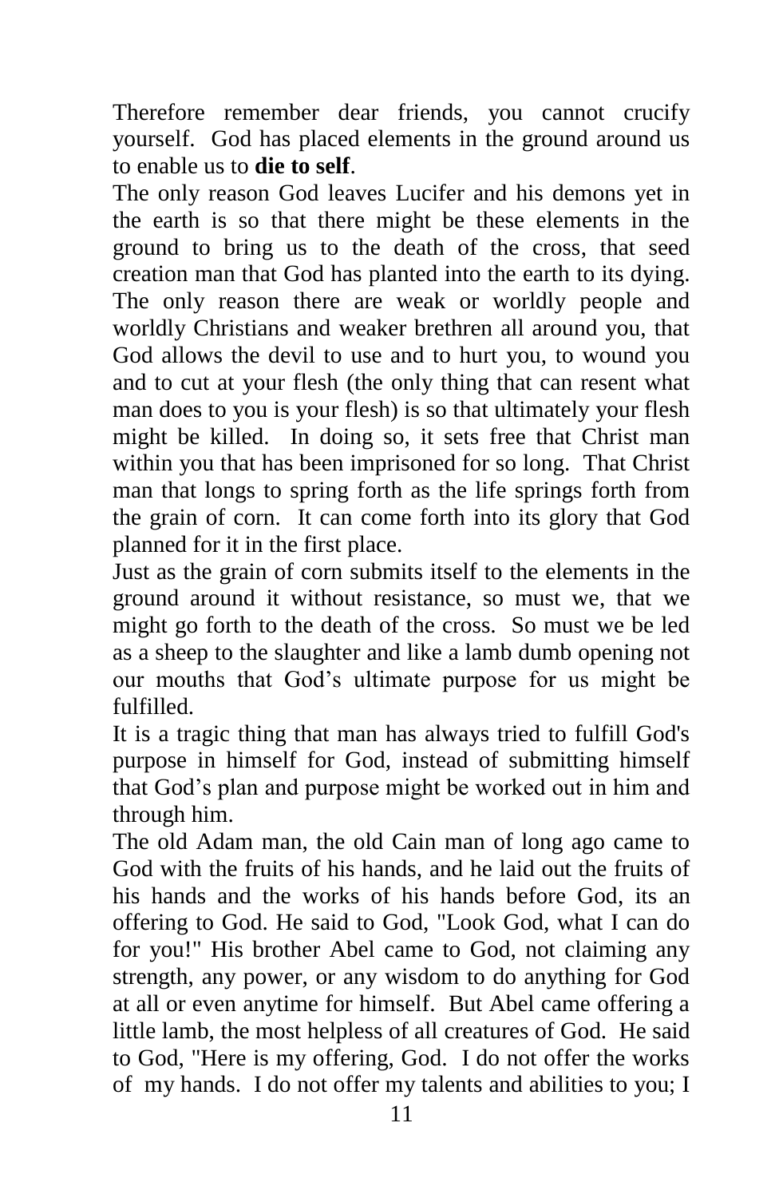Therefore remember dear friends, you cannot crucify yourself. God has placed elements in the ground around us to enable us to **die to self**.

The only reason God leaves Lucifer and his demons yet in the earth is so that there might be these elements in the ground to bring us to the death of the cross, that seed creation man that God has planted into the earth to its dying. The only reason there are weak or worldly people and worldly Christians and weaker brethren all around you, that God allows the devil to use and to hurt you, to wound you and to cut at your flesh (the only thing that can resent what man does to you is your flesh) is so that ultimately your flesh might be killed. In doing so, it sets free that Christ man within you that has been imprisoned for so long. That Christ man that longs to spring forth as the life springs forth from the grain of corn. It can come forth into its glory that God planned for it in the first place.

Just as the grain of corn submits itself to the elements in the ground around it without resistance, so must we, that we might go forth to the death of the cross. So must we be led as a sheep to the slaughter and like a lamb dumb opening not our mouths that God's ultimate purpose for us might be fulfilled.

It is a tragic thing that man has always tried to fulfill God's purpose in himself for God, instead of submitting himself that God's plan and purpose might be worked out in him and through him.

The old Adam man, the old Cain man of long ago came to God with the fruits of his hands, and he laid out the fruits of his hands and the works of his hands before God, its an offering to God. He said to God, "Look God, what I can do for you!" His brother Abel came to God, not claiming any strength, any power, or any wisdom to do anything for God at all or even anytime for himself. But Abel came offering a little lamb, the most helpless of all creatures of God. He said to God, "Here is my offering, God. I do not offer the works of my hands. I do not offer my talents and abilities to you; I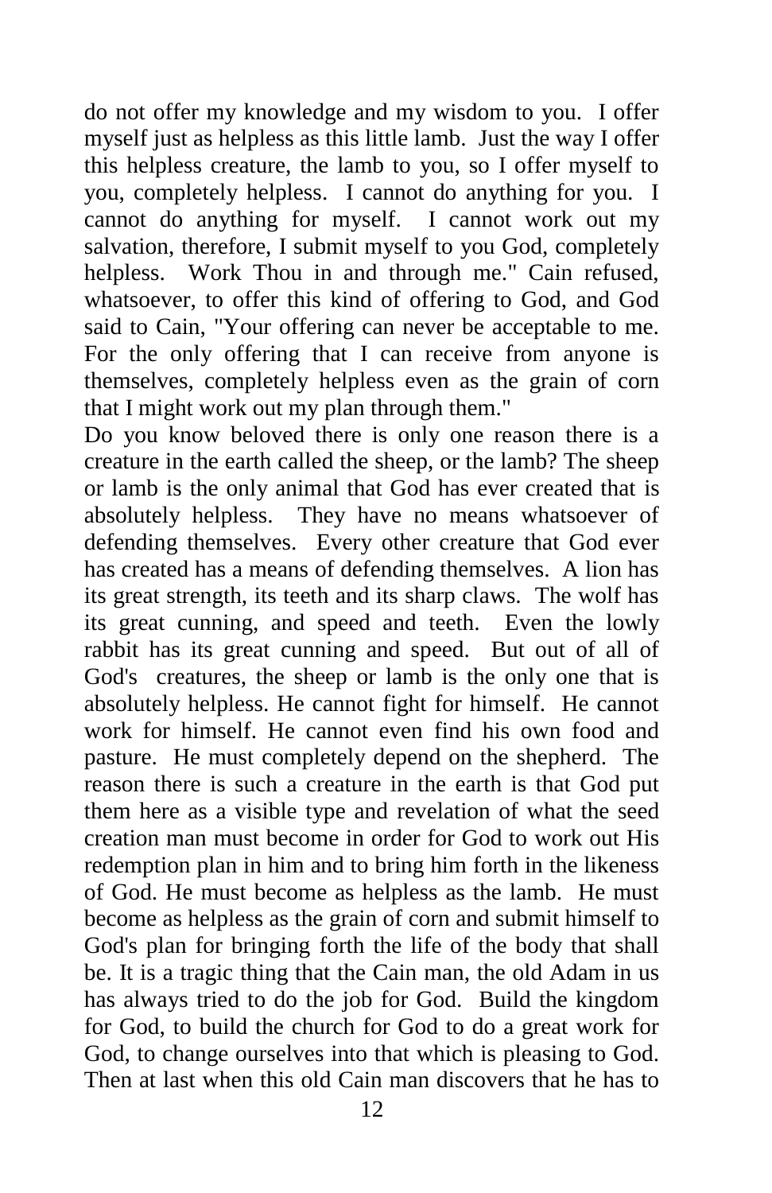do not offer my knowledge and my wisdom to you. I offer myself just as helpless as this little lamb. Just the way I offer this helpless creature, the lamb to you, so I offer myself to you, completely helpless. I cannot do anything for you. I cannot do anything for myself. I cannot work out my salvation, therefore, I submit myself to you God, completely helpless. Work Thou in and through me." Cain refused, whatsoever, to offer this kind of offering to God, and God said to Cain, "Your offering can never be acceptable to me. For the only offering that I can receive from anyone is themselves, completely helpless even as the grain of corn that I might work out my plan through them."

Do you know beloved there is only one reason there is a creature in the earth called the sheep, or the lamb? The sheep or lamb is the only animal that God has ever created that is absolutely helpless. They have no means whatsoever of defending themselves. Every other creature that God ever has created has a means of defending themselves. A lion has its great strength, its teeth and its sharp claws. The wolf has its great cunning, and speed and teeth. Even the lowly rabbit has its great cunning and speed. But out of all of God's creatures, the sheep or lamb is the only one that is absolutely helpless. He cannot fight for himself. He cannot work for himself. He cannot even find his own food and pasture. He must completely depend on the shepherd. The reason there is such a creature in the earth is that God put them here as a visible type and revelation of what the seed creation man must become in order for God to work out His redemption plan in him and to bring him forth in the likeness of God. He must become as helpless as the lamb. He must become as helpless as the grain of corn and submit himself to God's plan for bringing forth the life of the body that shall be. It is a tragic thing that the Cain man, the old Adam in us has always tried to do the job for God. Build the kingdom for God, to build the church for God to do a great work for God, to change ourselves into that which is pleasing to God. Then at last when this old Cain man discovers that he has to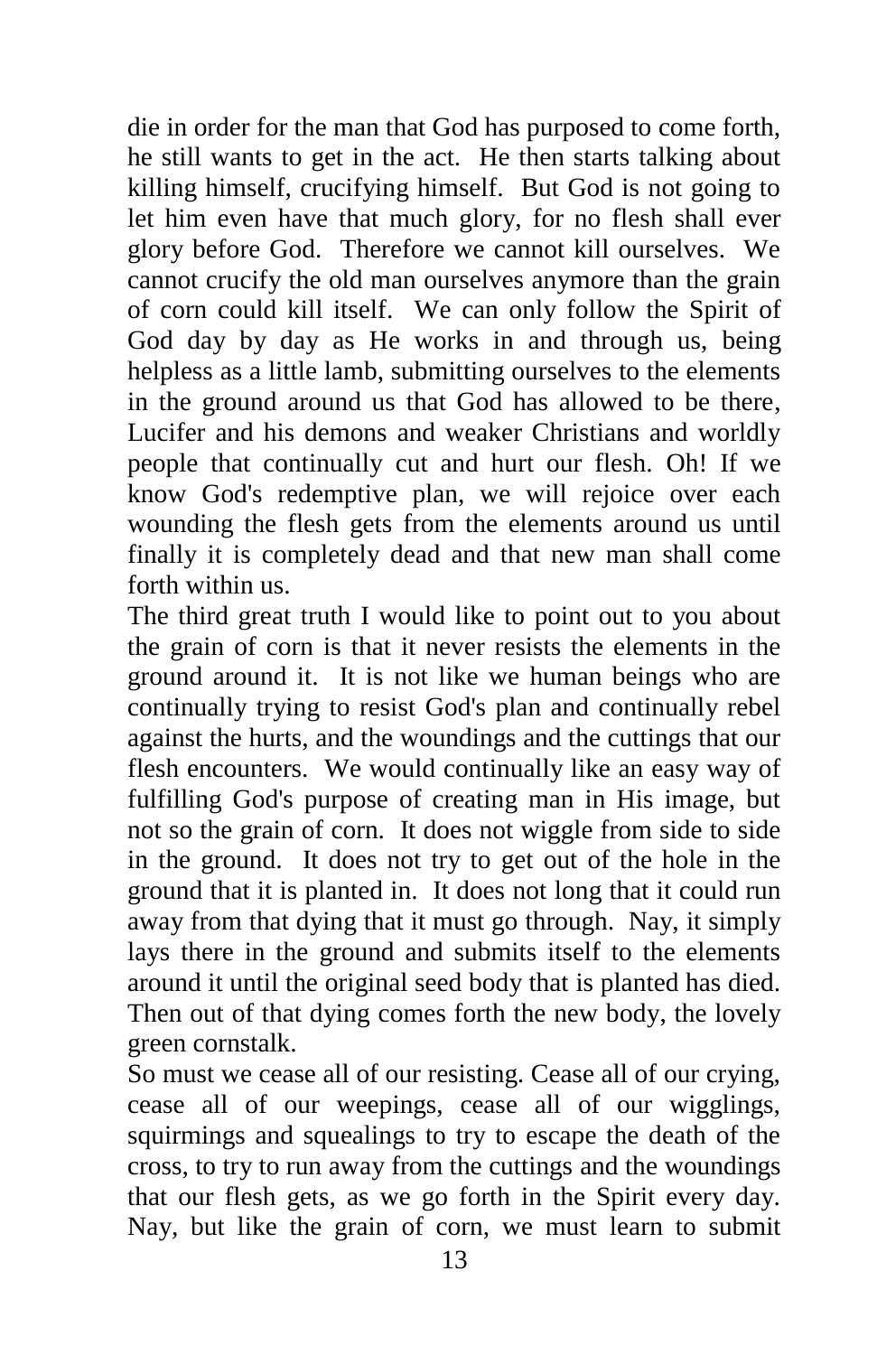die in order for the man that God has purposed to come forth, he still wants to get in the act. He then starts talking about killing himself, crucifying himself. But God is not going to let him even have that much glory, for no flesh shall ever glory before God. Therefore we cannot kill ourselves. We cannot crucify the old man ourselves anymore than the grain of corn could kill itself. We can only follow the Spirit of God day by day as He works in and through us, being helpless as a little lamb, submitting ourselves to the elements in the ground around us that God has allowed to be there, Lucifer and his demons and weaker Christians and worldly people that continually cut and hurt our flesh. Oh! If we know God's redemptive plan, we will rejoice over each wounding the flesh gets from the elements around us until finally it is completely dead and that new man shall come forth within us.

The third great truth I would like to point out to you about the grain of corn is that it never resists the elements in the ground around it. It is not like we human beings who are continually trying to resist God's plan and continually rebel against the hurts, and the woundings and the cuttings that our flesh encounters. We would continually like an easy way of fulfilling God's purpose of creating man in His image, but not so the grain of corn. It does not wiggle from side to side in the ground. It does not try to get out of the hole in the ground that it is planted in. It does not long that it could run away from that dying that it must go through. Nay, it simply lays there in the ground and submits itself to the elements around it until the original seed body that is planted has died. Then out of that dying comes forth the new body, the lovely green cornstalk.

So must we cease all of our resisting. Cease all of our crying, cease all of our weepings, cease all of our wigglings, squirmings and squealings to try to escape the death of the cross, to try to run away from the cuttings and the woundings that our flesh gets, as we go forth in the Spirit every day. Nay, but like the grain of corn, we must learn to submit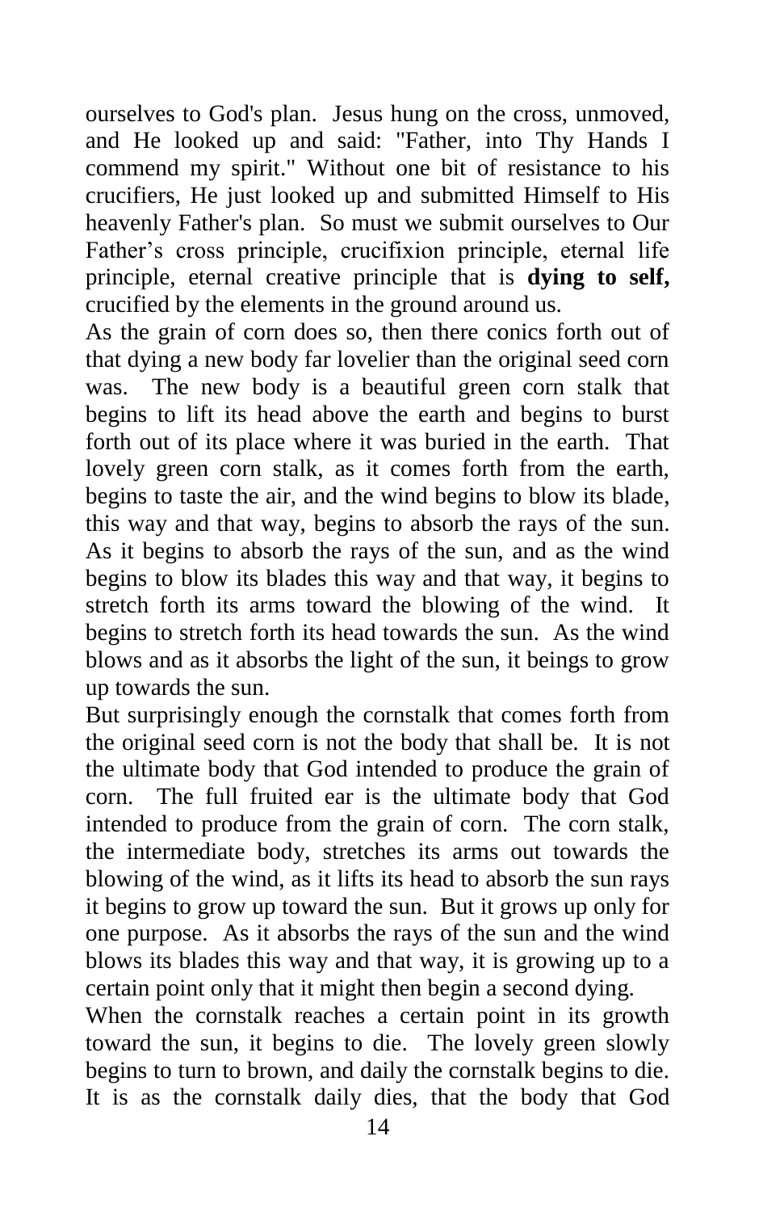ourselves to God's plan. Jesus hung on the cross, unmoved, and He looked up and said: "Father, into Thy Hands I commend my spirit." Without one bit of resistance to his crucifiers, He just looked up and submitted Himself to His heavenly Father's plan. So must we submit ourselves to Our Father's cross principle, crucifixion principle, eternal life principle, eternal creative principle that is **dying to self,** crucified by the elements in the ground around us.

As the grain of corn does so, then there conics forth out of that dying a new body far lovelier than the original seed corn was. The new body is a beautiful green corn stalk that begins to lift its head above the earth and begins to burst forth out of its place where it was buried in the earth. That lovely green corn stalk, as it comes forth from the earth, begins to taste the air, and the wind begins to blow its blade, this way and that way, begins to absorb the rays of the sun. As it begins to absorb the rays of the sun, and as the wind begins to blow its blades this way and that way, it begins to stretch forth its arms toward the blowing of the wind. It begins to stretch forth its head towards the sun. As the wind blows and as it absorbs the light of the sun, it beings to grow up towards the sun.

But surprisingly enough the cornstalk that comes forth from the original seed corn is not the body that shall be. It is not the ultimate body that God intended to produce the grain of corn. The full fruited ear is the ultimate body that God intended to produce from the grain of corn. The corn stalk, the intermediate body, stretches its arms out towards the blowing of the wind, as it lifts its head to absorb the sun rays it begins to grow up toward the sun. But it grows up only for one purpose. As it absorbs the rays of the sun and the wind blows its blades this way and that way, it is growing up to a certain point only that it might then begin a second dying.

When the cornstalk reaches a certain point in its growth toward the sun, it begins to die. The lovely green slowly begins to turn to brown, and daily the cornstalk begins to die. It is as the cornstalk daily dies, that the body that God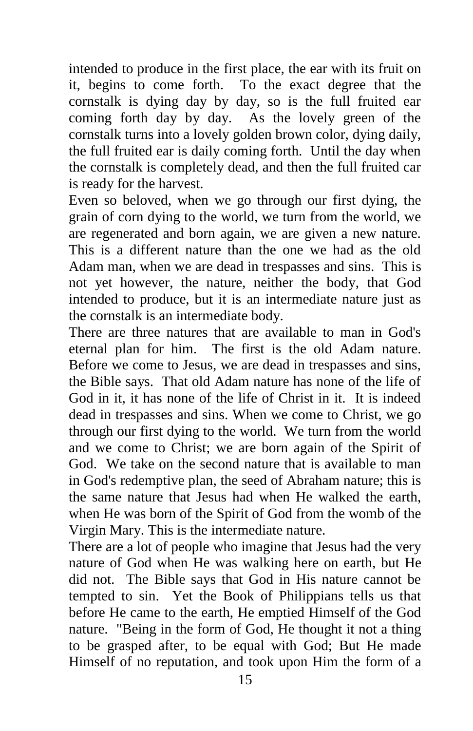intended to produce in the first place, the ear with its fruit on it, begins to come forth. To the exact degree that the cornstalk is dying day by day, so is the full fruited ear coming forth day by day. As the lovely green of the cornstalk turns into a lovely golden brown color, dying daily, the full fruited ear is daily coming forth. Until the day when the cornstalk is completely dead, and then the full fruited car is ready for the harvest.

Even so beloved, when we go through our first dying, the grain of corn dying to the world, we turn from the world, we are regenerated and born again, we are given a new nature. This is a different nature than the one we had as the old Adam man, when we are dead in trespasses and sins. This is not yet however, the nature, neither the body, that God intended to produce, but it is an intermediate nature just as the cornstalk is an intermediate body.

There are three natures that are available to man in God's eternal plan for him. The first is the old Adam nature. Before we come to Jesus, we are dead in trespasses and sins, the Bible says. That old Adam nature has none of the life of God in it, it has none of the life of Christ in it. It is indeed dead in trespasses and sins. When we come to Christ, we go through our first dying to the world. We turn from the world and we come to Christ; we are born again of the Spirit of God. We take on the second nature that is available to man in God's redemptive plan, the seed of Abraham nature; this is the same nature that Jesus had when He walked the earth, when He was born of the Spirit of God from the womb of the Virgin Mary. This is the intermediate nature.

There are a lot of people who imagine that Jesus had the very nature of God when He was walking here on earth, but He did not. The Bible says that God in His nature cannot be tempted to sin. Yet the Book of Philippians tells us that before He came to the earth, He emptied Himself of the God nature. "Being in the form of God, He thought it not a thing to be grasped after, to be equal with God; But He made Himself of no reputation, and took upon Him the form of a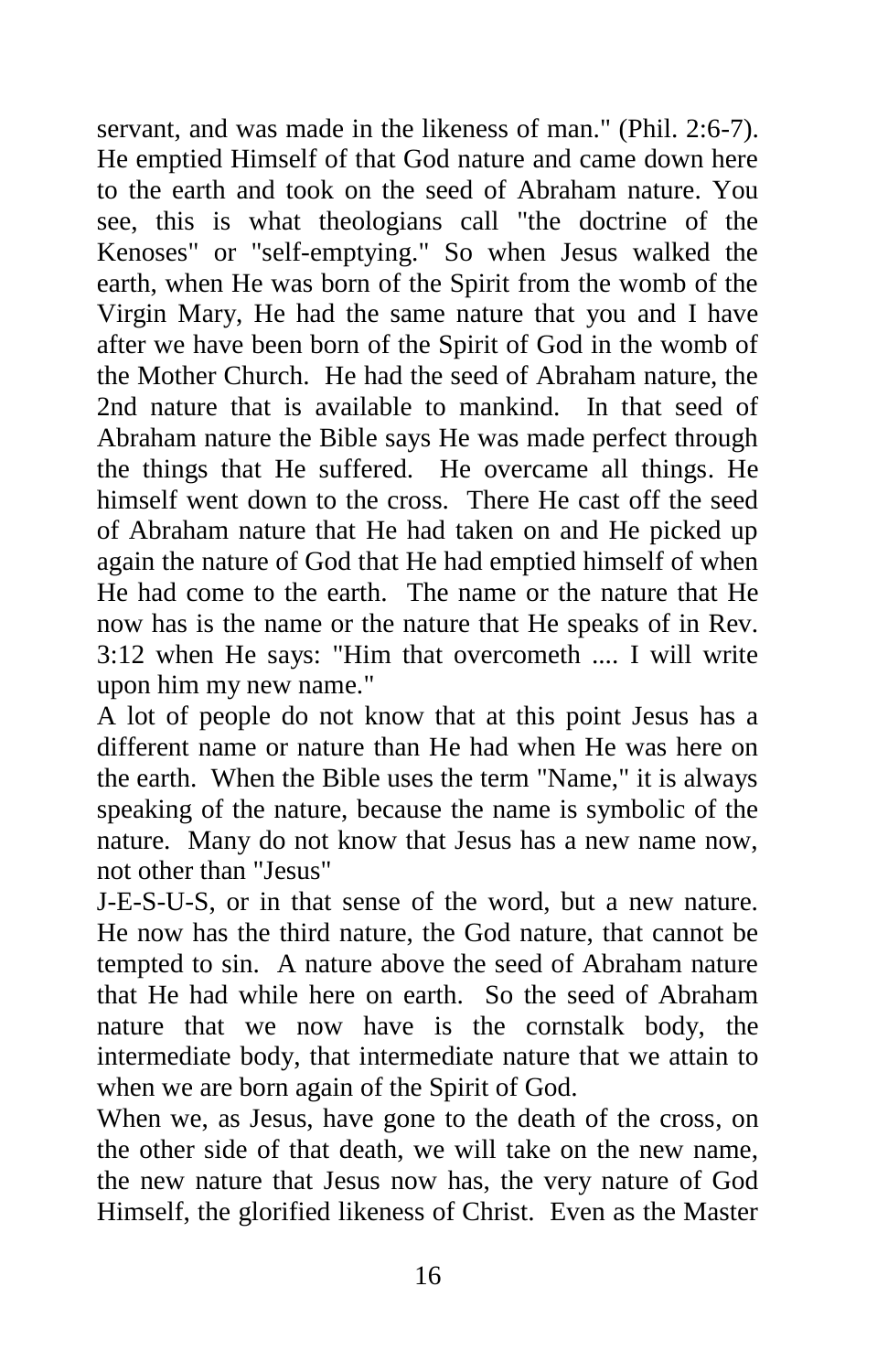servant, and was made in the likeness of man." (Phil. 2:6-7). He emptied Himself of that God nature and came down here to the earth and took on the seed of Abraham nature. You see, this is what theologians call "the doctrine of the Kenoses" or "self-emptying." So when Jesus walked the earth, when He was born of the Spirit from the womb of the Virgin Mary, He had the same nature that you and I have after we have been born of the Spirit of God in the womb of the Mother Church. He had the seed of Abraham nature, the 2nd nature that is available to mankind. In that seed of Abraham nature the Bible says He was made perfect through the things that He suffered. He overcame all things. He himself went down to the cross. There He cast off the seed of Abraham nature that He had taken on and He picked up again the nature of God that He had emptied himself of when He had come to the earth. The name or the nature that He now has is the name or the nature that He speaks of in Rev. 3:12 when He says: "Him that overcometh .... I will write upon him my new name."

A lot of people do not know that at this point Jesus has a different name or nature than He had when He was here on the earth. When the Bible uses the term "Name," it is always speaking of the nature, because the name is symbolic of the nature. Many do not know that Jesus has a new name now, not other than "Jesus" J-E-S-U-S, or in that sense of the word, but a new nature. He now has the third nature, the God nature, that cannot be tempted to sin. A nature above the seed of Abraham nature that He had while here on earth. So the seed of Abraham nature that we now have is the cornstalk body, the intermediate body, that intermediate nature that we attain to when we are born again of the Spirit of God.

When we, as Jesus, have gone to the death of the cross, on the other side of that death, we will take on the new name, the new nature that Jesus now has, the very nature of God Himself, the glorified likeness of Christ. Even as the Master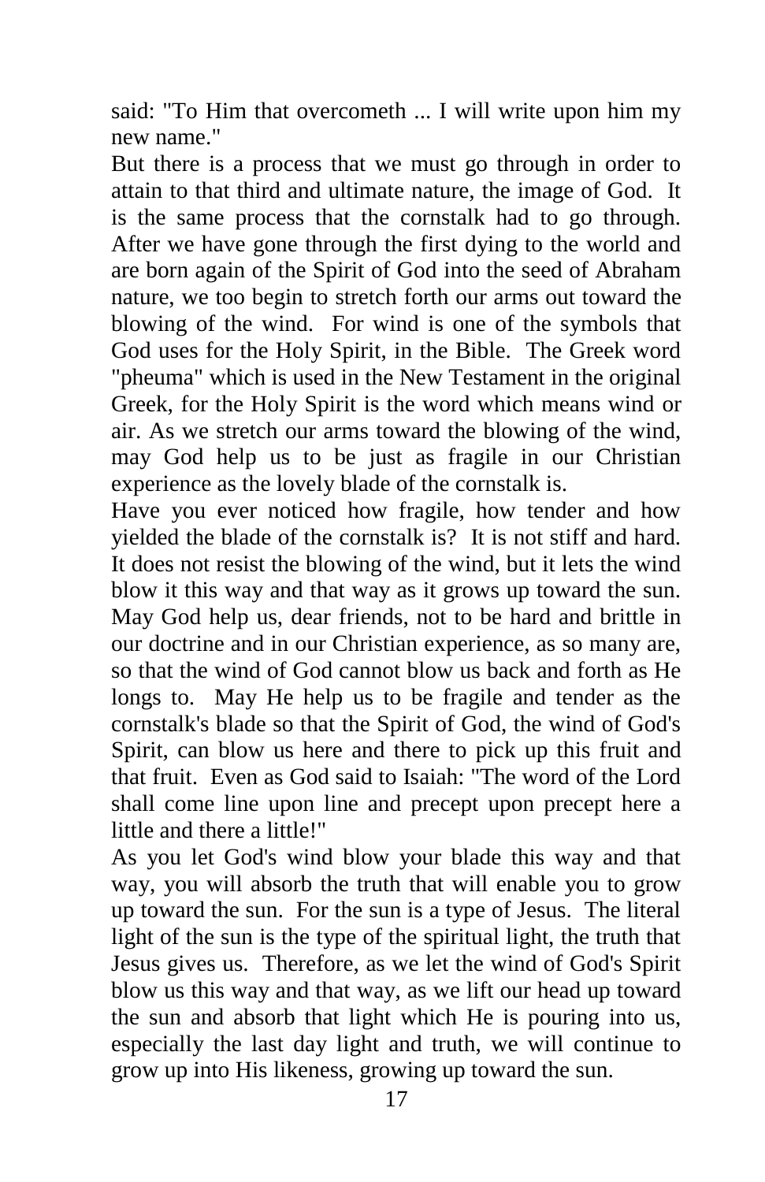said: "To Him that overcometh ... I will write upon him my new name."

But there is a process that we must go through in order to attain to that third and ultimate nature, the image of God. It is the same process that the cornstalk had to go through. After we have gone through the first dying to the world and are born again of the Spirit of God into the seed of Abraham nature, we too begin to stretch forth our arms out toward the blowing of the wind. For wind is one of the symbols that God uses for the Holy Spirit, in the Bible. The Greek word "pheuma" which is used in the New Testament in the original Greek, for the Holy Spirit is the word which means wind or air. As we stretch our arms toward the blowing of the wind, may God help us to be just as fragile in our Christian experience as the lovely blade of the cornstalk is.

Have you ever noticed how fragile, how tender and how yielded the blade of the cornstalk is? It is not stiff and hard. It does not resist the blowing of the wind, but it lets the wind blow it this way and that way as it grows up toward the sun. May God help us, dear friends, not to be hard and brittle in our doctrine and in our Christian experience, as so many are, so that the wind of God cannot blow us back and forth as He longs to. May He help us to be fragile and tender as the cornstalk's blade so that the Spirit of God, the wind of God's Spirit, can blow us here and there to pick up this fruit and that fruit. Even as God said to Isaiah: "The word of the Lord shall come line upon line and precept upon precept here a little and there a little!"

As you let God's wind blow your blade this way and that way, you will absorb the truth that will enable you to grow up toward the sun. For the sun is a type of Jesus. The literal light of the sun is the type of the spiritual light, the truth that Jesus gives us. Therefore, as we let the wind of God's Spirit blow us this way and that way, as we lift our head up toward the sun and absorb that light which He is pouring into us, especially the last day light and truth, we will continue to grow up into His likeness, growing up toward the sun.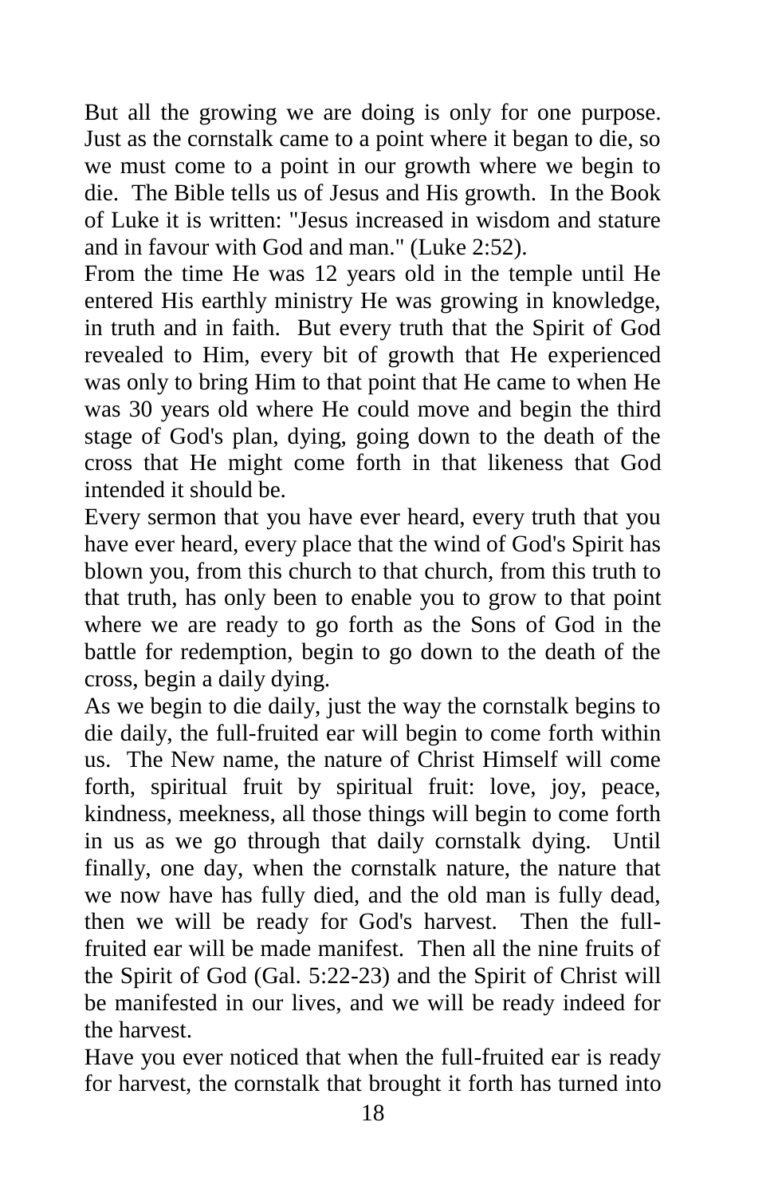But all the growing we are doing is only for one purpose. Just as the cornstalk came to a point where it began to die, so we must come to a point in our growth where we begin to die. The Bible tells us of Jesus and His growth. In the Book of Luke it is written: "Jesus increased in wisdom and stature and in favour with God and man." (Luke 2:52).

From the time He was 12 years old in the temple until He entered His earthly ministry He was growing in knowledge, in truth and in faith. But every truth that the Spirit of God revealed to Him, every bit of growth that He experienced was only to bring Him to that point that He came to when He was 30 years old where He could move and begin the third stage of God's plan, dying, going down to the death of the cross that He might come forth in that likeness that God intended it should be.

Every sermon that you have ever heard, every truth that you have ever heard, every place that the wind of God's Spirit has blown you, from this church to that church, from this truth to that truth, has only been to enable you to grow to that point where we are ready to go forth as the Sons of God in the battle for redemption, begin to go down to the death of the cross, begin a daily dying.

As we begin to die daily, just the way the cornstalk begins to die daily, the full-fruited ear will begin to come forth within us. The New name, the nature of Christ Himself will come forth, spiritual fruit by spiritual fruit: love, joy, peace, kindness, meekness, all those things will begin to come forth in us as we go through that daily cornstalk dying. Until finally, one day, when the cornstalk nature, the nature that we now have has fully died, and the old man is fully dead, then we will be ready for God's harvest. Then the full-fruited ear will be made manifest. Then all the nine fruits of the Spirit of God (Gal. 5:22-23) and the Spirit of Christ will be manifested in our lives, and we will be ready indeed for the harvest.

Have you ever noticed that when the full-fruited ear is ready for harvest, the cornstalk that brought it forth has turned into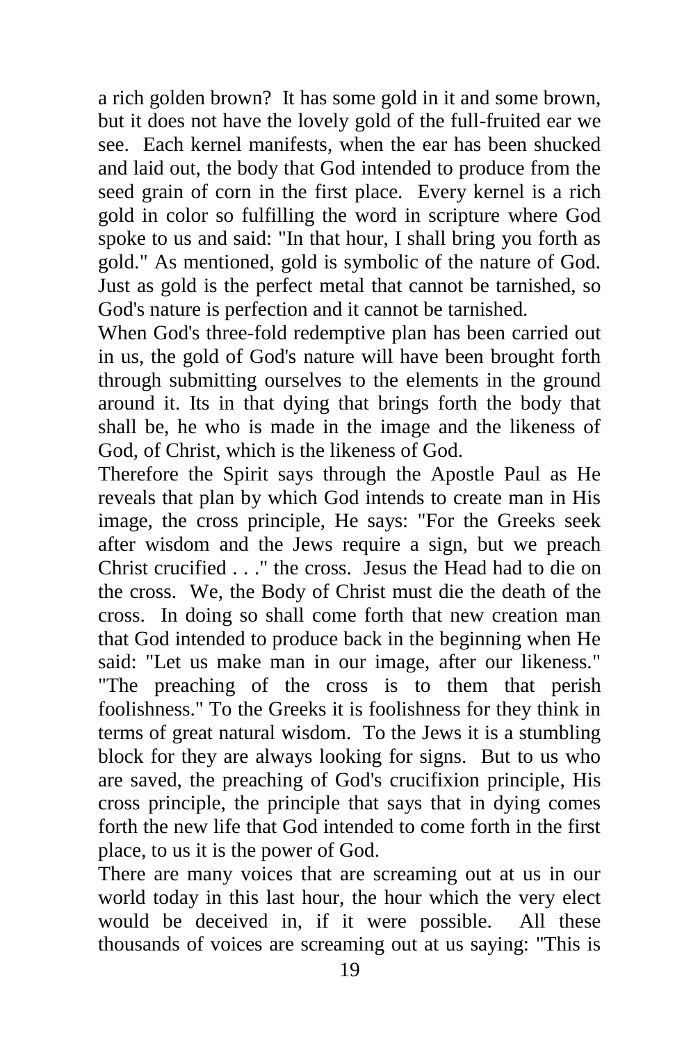a rich golden brown? It has some gold in it and some brown, but it does not have the lovely gold of the full-fruited ear we see. Each kernel manifests, when the ear has been shucked and laid out, the body that God intended to produce from the seed grain of corn in the first place. Every kernel is a rich gold in color so fulfilling the word in scripture where God spoke to us and said: "In that hour, I shall bring you forth as gold." As mentioned, gold is symbolic of the nature of God. Just as gold is the perfect metal that cannot be tarnished, so God's nature is perfection and it cannot be tarnished.

When God's three-fold redemptive plan has been carried out in us, the gold of God's nature will have been brought forth through submitting ourselves to the elements in the ground around it. Its in that dying that brings forth the body that shall be, he who is made in the image and the likeness of God, of Christ, which is the likeness of God.

Therefore the Spirit says through the Apostle Paul as He reveals that plan by which God intends to create man in His image, the cross principle, He says: "For the Greeks seek after wisdom and the Jews require a sign, but we preach Christ crucified . . ." the cross. Jesus the Head had to die on the cross. We, the Body of Christ must die the death of the cross. In doing so shall come forth that new creation man that God intended to produce back in the beginning when He said: "Let us make man in our image, after our likeness." "The preaching of the cross is to them that perish foolishness." To the Greeks it is foolishness for they think in terms of great natural wisdom. To the Jews it is a stumbling block for they are always looking for signs. But to us who are saved, the preaching of God's crucifixion principle, His cross principle, the principle that says that in dying comes forth the new life that God intended to come forth in the first place, to us it is the power of God.

There are many voices that are screaming out at us in our world today in this last hour, the hour which the very elect would be deceived in, if it were possible. All these thousands of voices are screaming out at us saying: "This is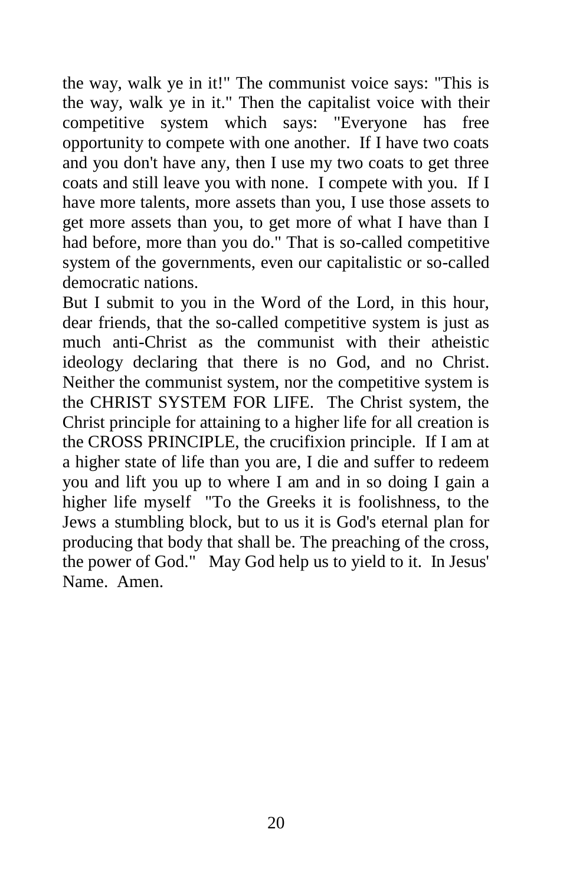the way, walk ye in it!" The communist voice says: "This is the way, walk ye in it." Then the capitalist voice with their competitive system which says: "Everyone has free opportunity to compete with one another. If I have two coats and you don't have any, then I use my two coats to get three coats and still leave you with none. I compete with you. If I have more talents, more assets than you, I use those assets to get more assets than you, to get more of what I have than I had before, more than you do." That is so-called competitive system of the governments, even our capitalistic or so-called democratic nations.

But I submit to you in the Word of the Lord, in this hour, dear friends, that the so-called competitive system is just as much anti-Christ as the communist with their atheistic ideology declaring that there is no God, and no Christ. Neither the communist system, nor the competitive system is the CHRIST SYSTEM FOR LIFE. The Christ system, the Christ principle for attaining to a higher life for all creation is the CROSS PRINCIPLE, the crucifixion principle. If I am at a higher state of life than you are, I die and suffer to redeem you and lift you up to where I am and in so doing I gain a higher life myself "To the Greeks it is foolishness, to the Jews a stumbling block, but to us it is God's eternal plan for producing that body that shall be. The preaching of the cross, the power of God." May God help us to yield to it. In Jesus' Name. Amen.